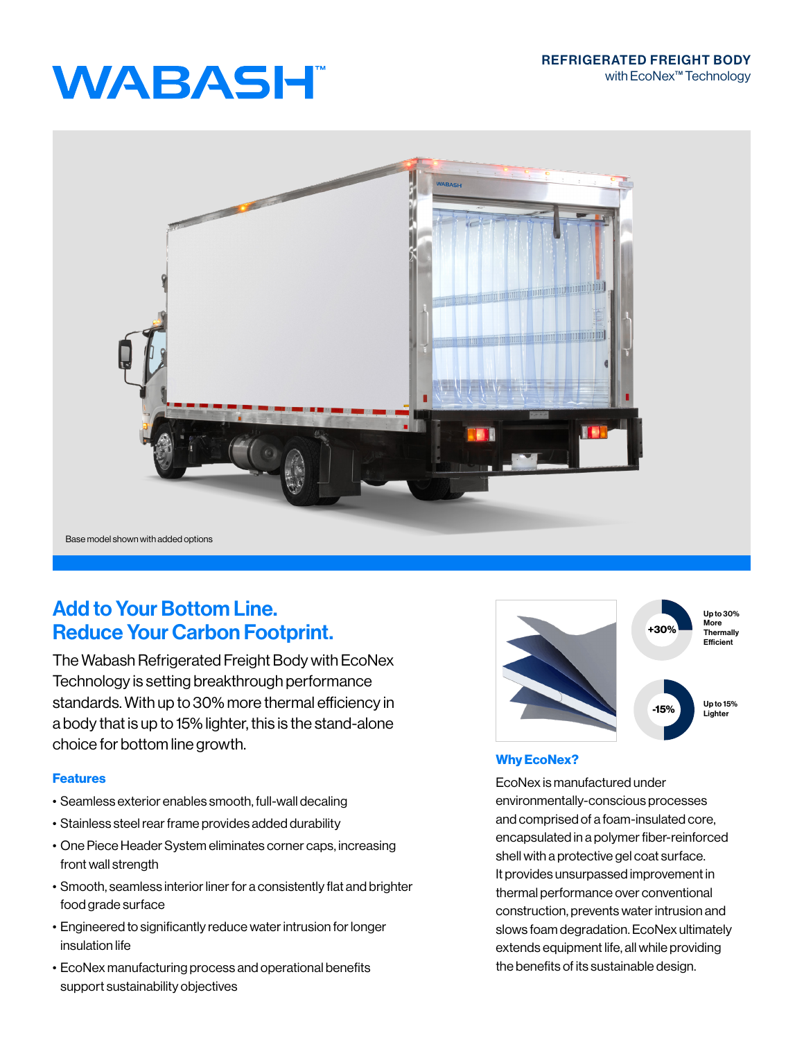# WABASH™

**REFRIGERATED FREIGHT BODY**
with EcoNex™ Technology

Base model shown with added options

## Add to Your Bottom Line. Reduce Your Carbon Footprint.

The Wabash Refrigerated Freight Body with EcoNex Technology is setting breakthrough performance standards. With up to 30% more thermal efficiency in a body that is up to 15% lighter, this is the stand-alone choice for bottom line growth.

### Features

- Seamless exterior enables smooth, full-wall decaling
- Stainless steel rear frame provides added durability
- One Piece Header System eliminates corner caps, increasing front wall strength
- Smooth, seamless interior liner for a consistently flat and brighter food grade surface
- Engineered to significantly reduce water intrusion for longer insulation life
- EcoNex manufacturing process and operational benefits support sustainability objectives

+30% Up to 30% More Thermally Efficient

-15% Up to 15% Lighter

### Why EcoNex?

EcoNex is manufactured under environmentally-conscious processes and comprised of a foam-insulated core, encapsulated in a polymer fiber-reinforced shell with a protective gel coat surface. It provides unsurpassed improvement in thermal performance over conventional construction, prevents water intrusion and slows foam degradation. EcoNex ultimately extends equipment life, all while providing the benefits of its sustainable design.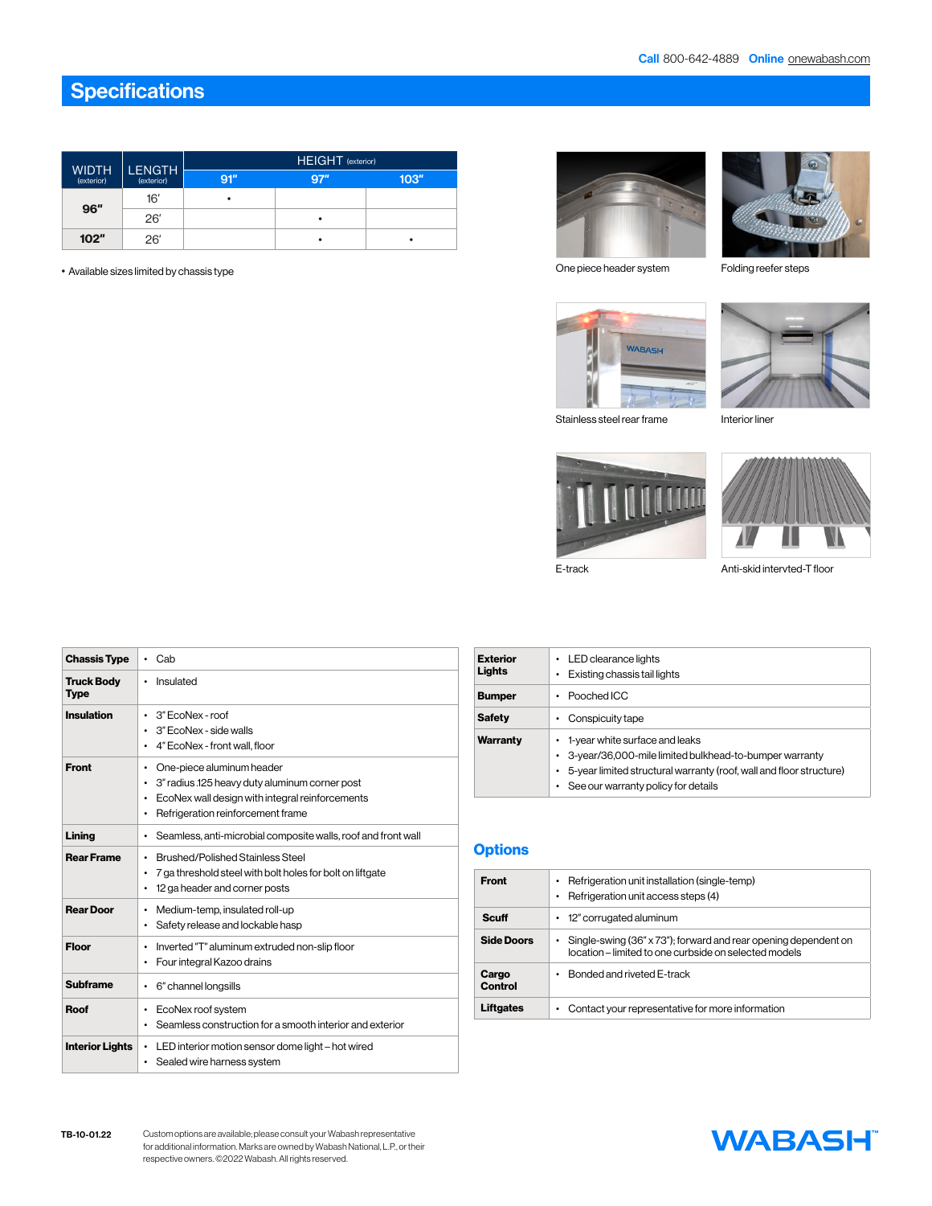## Specifications

| WIDTH (exterior) | LENGTH (exterior) | HEIGHT (exterior) | | |
|---|---|---|---|---|
| | | 91" | 97" | 103" |
| 96" | 16' | • | | |
| | 26' | | • | |
| 102" | 26' | | • | • |

• Available sizes limited by chassis type

One piece header system

Folding reefer steps

Stainless steel rear frame

Interior liner

E-track

Anti-skid intervted-T floor

| | |
|---|---|
| **Chassis Type** | • Cab |
| **Truck Body Type** | • Insulated |
| **Insulation** | • 3" EcoNex - roof<br>• 3" EcoNex - side walls<br>• 4" EcoNex - front wall, floor |
| **Front** | • One-piece aluminum header<br>• 3" radius .125 heavy duty aluminum corner post<br>• EcoNex wall design with integral reinforcements<br>• Refrigeration reinforcement frame |
| **Lining** | • Seamless, anti-microbial composite walls, roof and front wall |
| **Rear Frame** | • Brushed/Polished Stainless Steel<br>• 7 ga threshold steel with bolt holes for bolt on liftgate<br>• 12 ga header and corner posts |
| **Rear Door** | • Medium-temp, insulated roll-up<br>• Safety release and lockable hasp |
| **Floor** | • Inverted "T" aluminum extruded non-slip floor<br>• Four integral Kazoo drains |
| **Subframe** | • 6" channel longsills |
| **Roof** | • EcoNex roof system<br>• Seamless construction for a smooth interior and exterior |
| **Interior Lights** | • LED interior motion sensor dome light – hot wired<br>• Sealed wire harness system |

| | |
|---|---|
| **Exterior Lights** | • LED clearance lights<br>• Existing chassis tail lights |
| **Bumper** | • Pooched ICC |
| **Safety** | • Conspicuity tape |
| **Warranty** | • 1-year white surface and leaks<br>• 3-year/36,000-mile limited bulkhead-to-bumper warranty<br>• 5-year limited structural warranty (roof, wall and floor structure)<br>• See our warranty policy for details |

## Options

| | |
|---|---|
| **Front** | • Refrigeration unit installation (single-temp)<br>• Refrigeration unit access steps (4) |
| **Scuff** | • 12" corrugated aluminum |
| **Side Doors** | • Single-swing (36" x 73"); forward and rear opening dependent on location – limited to one curbside on selected models |
| **Cargo Control** | • Bonded and riveted E-track |
| **Liftgates** | • Contact your representative for more information |

TB-10-01.22

Custom options are available; please consult your Wabash representative for additional information. Marks are owned by Wabash National, L.P., or their respective owners. ©2022 Wabash. All rights reserved.